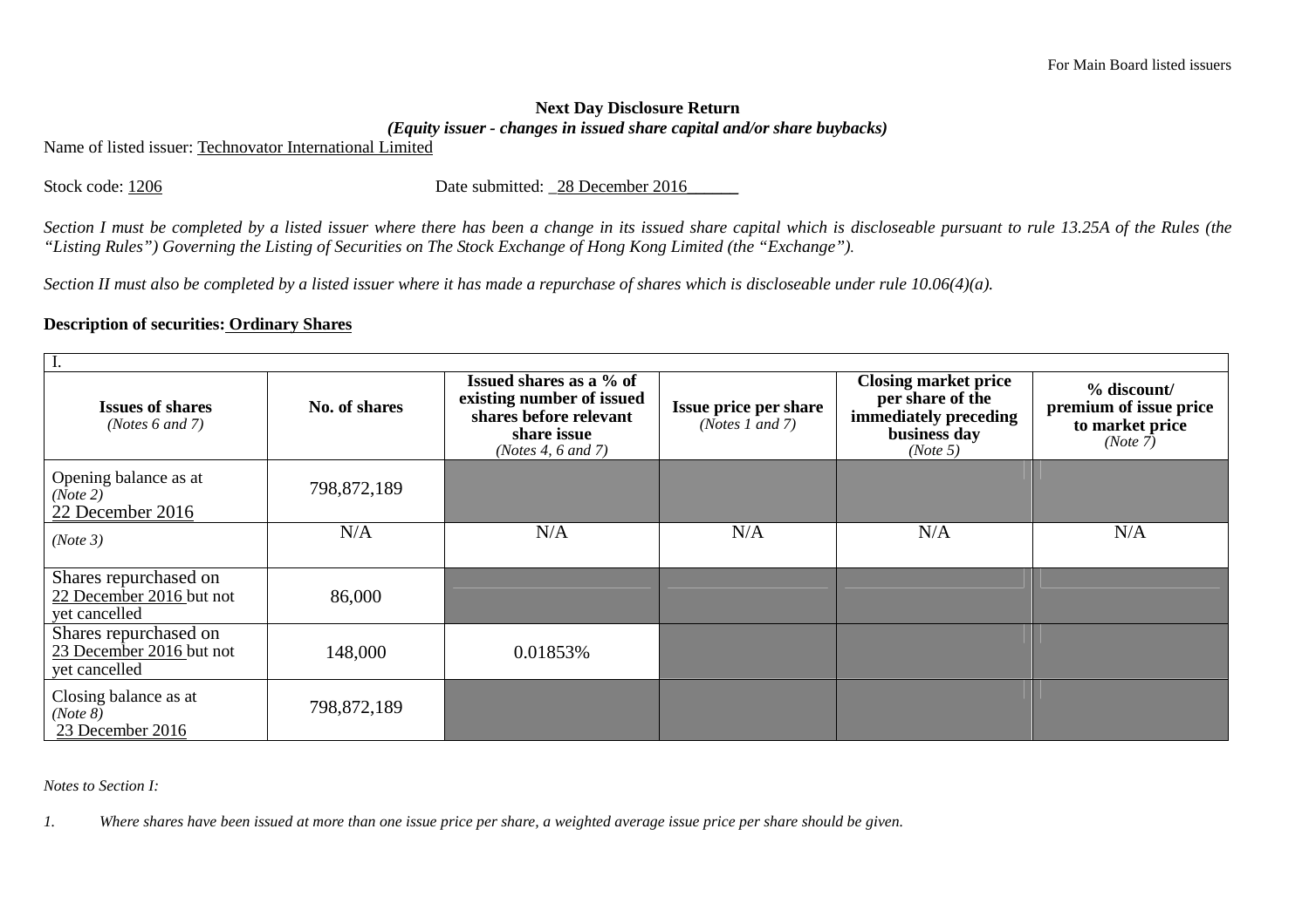For Main Board listed issuers

**Next Day Disclosure Return**

***(Equity issuer - changes in issued share capital and/or share buybacks)***

Name of listed issuer: Technovator International Limited

Stock code: 1206 Date submitted: 28 December 2016

*Section I must be completed by a listed issuer where there has been a change in its issued share capital which is discloseable pursuant to rule 13.25A of the Rules (the "Listing Rules") Governing the Listing of Securities on The Stock Exchange of Hong Kong Limited (the "Exchange").*

*Section II must also be completed by a listed issuer where it has made a repurchase of shares which is discloseable under rule 10.06(4)(a).*

**Description of securities: Ordinary Shares**

| I. | | | | | |
|---|---|---|---|---|---|
| **Issues of shares** *(Notes 6 and 7)* | **No. of shares** | **Issued shares as a % of existing number of issued shares before relevant share issue** *(Notes 4, 6 and 7)* | **Issue price per share** *(Notes 1 and 7)* | **Closing market price per share of the immediately preceding business day** *(Note 5)* | **% discount/ premium of issue price to market price** *(Note 7)* |
| Opening balance as at *(Note 2)* 22 December 2016 | 798,872,189 | | | | |
| *(Note 3)* | N/A | N/A | N/A | N/A | N/A |
| Shares repurchased on 22 December 2016 but not yet cancelled | 86,000 | | | | |
| Shares repurchased on 23 December 2016 but not yet cancelled | 148,000 | 0.01853% | | | |
| Closing balance as at *(Note 8)* 23 December 2016 | 798,872,189 | | | | |

*Notes to Section I:*

1. *Where shares have been issued at more than one issue price per share, a weighted average issue price per share should be given.*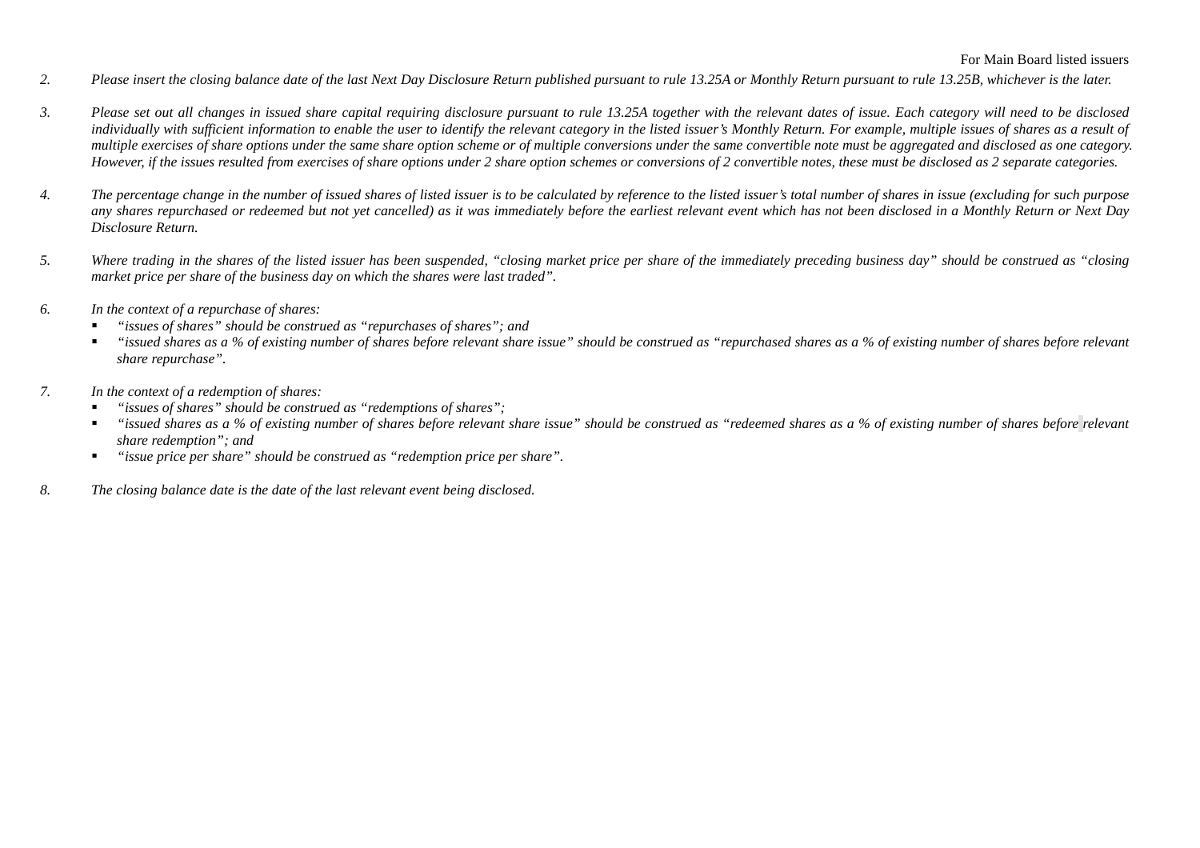*2. Please insert the closing balance date of the last Next Day Disclosure Return published pursuant to rule 13.25A or Monthly Return pursuant to rule 13.25B, whichever is the later.*

*3. Please set out all changes in issued share capital requiring disclosure pursuant to rule 13.25A together with the relevant dates of issue. Each category will need to be disclosed individually with sufficient information to enable the user to identify the relevant category in the listed issuer's Monthly Return. For example, multiple issues of shares as a result of multiple exercises of share options under the same share option scheme or of multiple conversions under the same convertible note must be aggregated and disclosed as one category. However, if the issues resulted from exercises of share options under 2 share option schemes or conversions of 2 convertible notes, these must be disclosed as 2 separate categories.*

*4. The percentage change in the number of issued shares of listed issuer is to be calculated by reference to the listed issuer's total number of shares in issue (excluding for such purpose any shares repurchased or redeemed but not yet cancelled) as it was immediately before the earliest relevant event which has not been disclosed in a Monthly Return or Next Day Disclosure Return.*

*5. Where trading in the shares of the listed issuer has been suspended, "closing market price per share of the immediately preceding business day" should be construed as "closing market price per share of the business day on which the shares were last traded".*

*6. In the context of a repurchase of shares:*

- *"issues of shares" should be construed as "repurchases of shares"; and*
- *"issued shares as a % of existing number of shares before relevant share issue" should be construed as "repurchased shares as a % of existing number of shares before relevant share repurchase".*

*7. In the context of a redemption of shares:*

- *"issues of shares" should be construed as "redemptions of shares";*
- *"issued shares as a % of existing number of shares before relevant share issue" should be construed as "redeemed shares as a % of existing number of shares before relevant share redemption"; and*
- *"issue price per share" should be construed as "redemption price per share".*

*8. The closing balance date is the date of the last relevant event being disclosed.*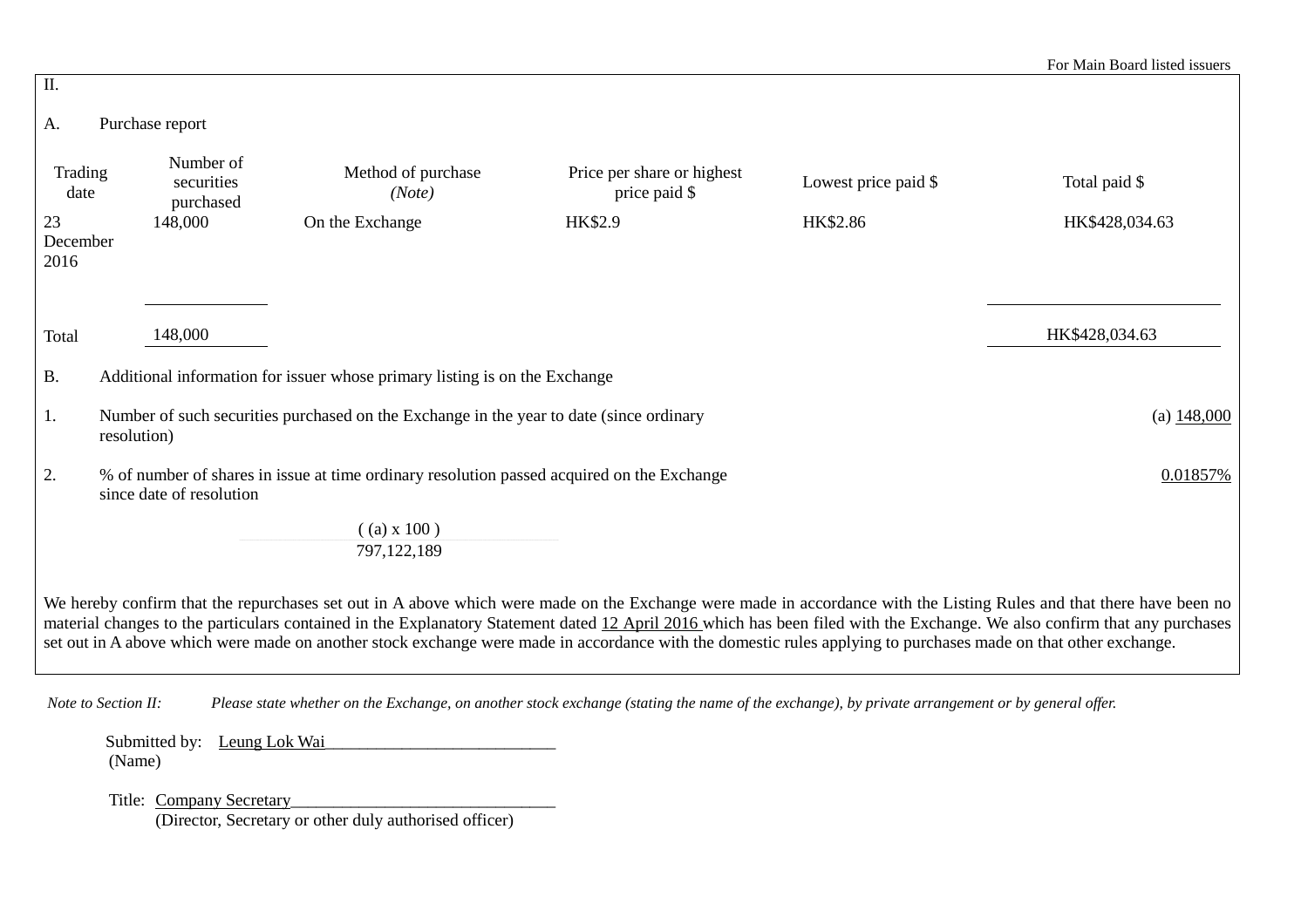For Main Board listed issuers

II.

A. Purchase report

| Trading date | Number of securities purchased | Method of purchase *(Note)* | Price per share or highest price paid $ | Lowest price paid $ | Total paid $ |
|---|---|---|---|---|---|
| 23 December 2016 | 148,000 | On the Exchange | HK$2.9 | HK$2.86 | HK$428,034.63 |
| Total | 148,000 | | | | HK$428,034.63 |

B. Additional information for issuer whose primary listing is on the Exchange

1. Number of such securities purchased on the Exchange in the year to date (since ordinary resolution) (a) 148,000

2. % of number of shares in issue at time ordinary resolution passed acquired on the Exchange since date of resolution 0.01857%

$$\frac{(\text{(a)} \times 100)}{797,122,189}$$

We hereby confirm that the repurchases set out in A above which were made on the Exchange were made in accordance with the Listing Rules and that there have been no material changes to the particulars contained in the Explanatory Statement dated 12 April 2016 which has been filed with the Exchange. We also confirm that any purchases set out in A above which were made on another stock exchange were made in accordance with the domestic rules applying to purchases made on that other exchange.

*Note to Section II: Please state whether on the Exchange, on another stock exchange (stating the name of the exchange), by private arrangement or by general offer.*

Submitted by: Leung Lok Wai
(Name)

Title: Company Secretary
(Director, Secretary or other duly authorised officer)